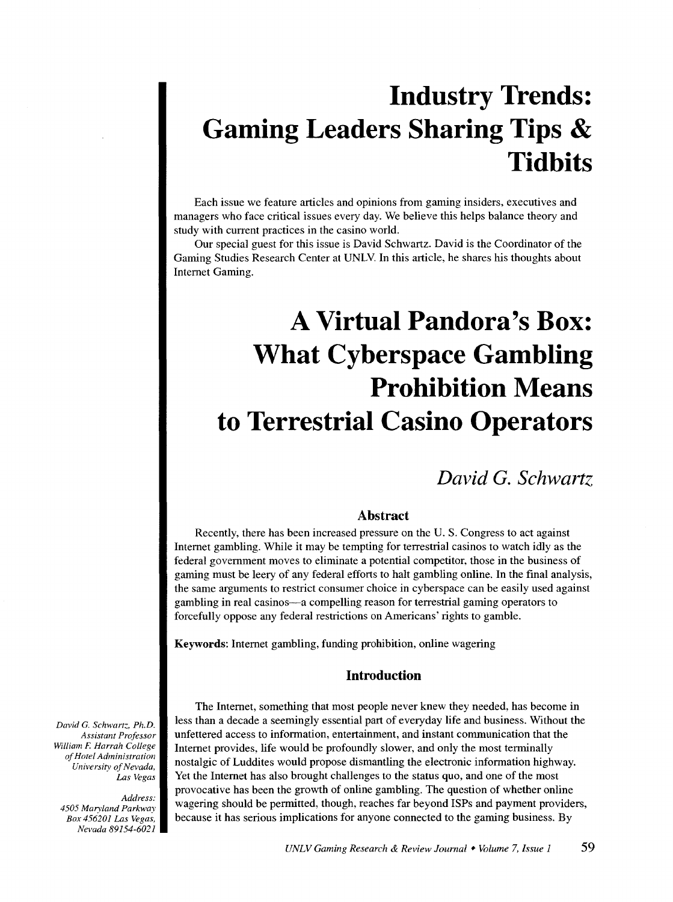# Industry Trends: Gaming Leaders Sharing Tips & Tidbits

Each issue we feature articles and opinions from gaming insiders, executives and managers who face critical issues every day. We believe this helps balance theory and study with current practices in the casino world.

Our special guest for this issue is David Schwartz. David is the Coordinator of the Gaming Studies Research Center at UNLV. In this article, he shares his thoughts about Internet Gaming.

# A Virtual Pandora's Box: What Cyberspace Gambling Prohibition Means to Terrestrial Casino Operators

*David G. Schwartz*

## Abstract

Recently, there has been increased pressure on the U. S. Congress to act against Internet gambling. While it may be tempting for terrestrial casinos to watch idly as the federal government moves to eliminate a potential competitor, those in the business of gaming must be leery of any federal efforts to halt gambling online. In the final analysis, the same arguments to restrict consumer choice in cyberspace can be easily used against gambling in real casinos—a compelling reason for terrestrial gaming operators to forcefully oppose any federal restrictions on Americans' rights to gamble.

**Keywords**: Internet gambling, funding prohibition, online wagering

## Introduction

The Internet, something that most people never knew they needed, has become in less than a decade a seemingly essential part of everyday life and business. Without the unfettered access to information, entertainment, and instant communication that the Internet provides, life would be profoundly slower, and only the most terminally nostalgic of Luddites would propose dismantling the electronic information highway. Yet the Internet has also brought challenges to the status quo, and one of the most provocative has been the growth of online gambling. The question of whether online wagering should be permitted, though, reaches far beyond ISPs and payment providers, because it has serious implications for anyone connected to the gaming business. By

*David G. Schwartz, Ph.D.*
*Assistant Professor*
*William F. Harrah College of Hotel Administration*
*University of Nevada, Las Vegas*

*Address:*
*4505 Maryland Parkway*
*Box 456201 Las Vegas, Nevada 89154-6021*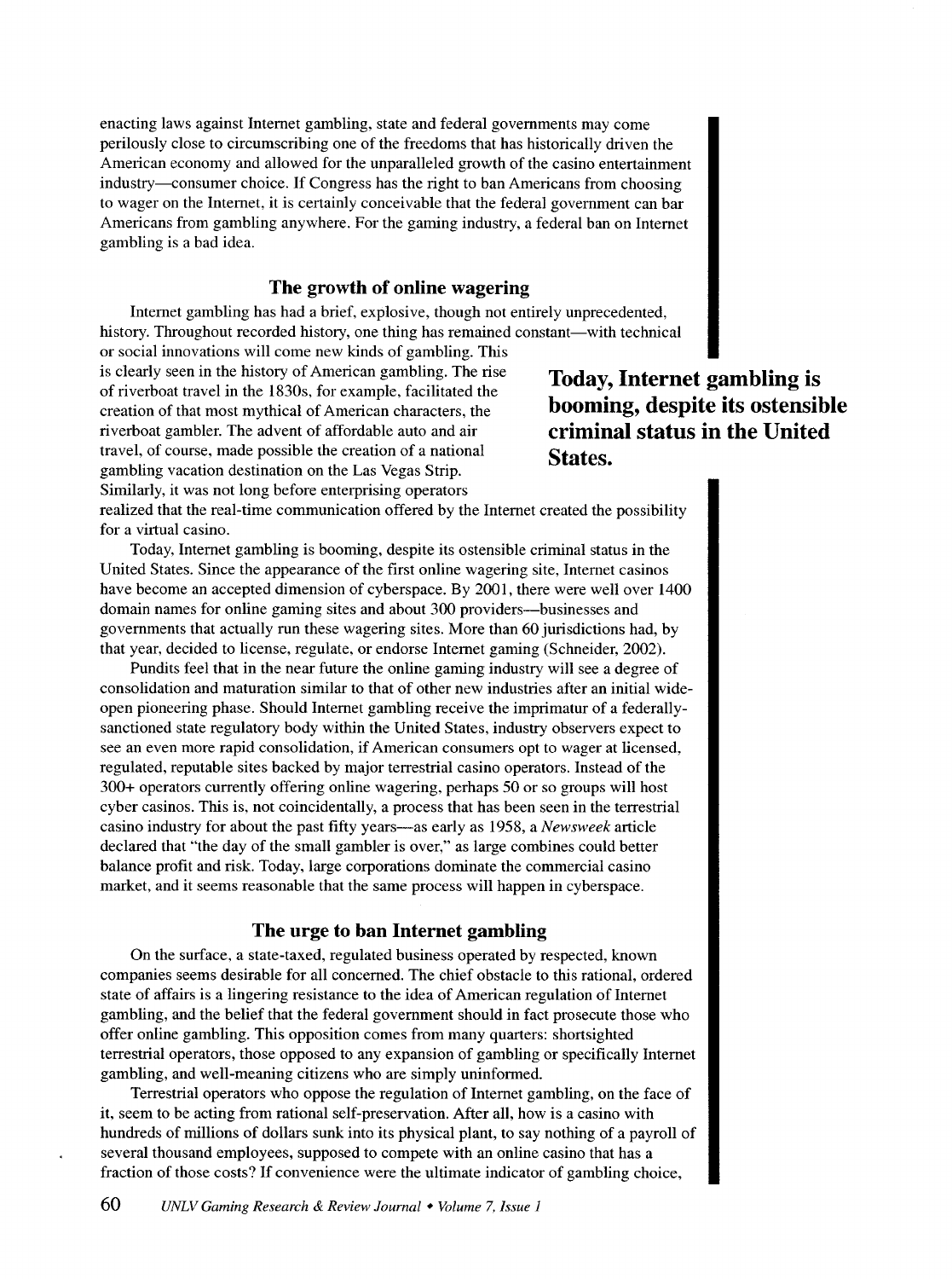enacting laws against Internet gambling, state and federal governments may come perilously close to circumscribing one of the freedoms that has historically driven the American economy and allowed for the unparalleled growth of the casino entertainment industry—consumer choice. If Congress has the right to ban Americans from choosing to wager on the Internet, it is certainly conceivable that the federal government can bar Americans from gambling anywhere. For the gaming industry, a federal ban on Internet gambling is a bad idea.

## The growth of online wagering

Internet gambling has had a brief, explosive, though not entirely unprecedented, history. Throughout recorded history, one thing has remained constant—with technical or social innovations will come new kinds of gambling. This is clearly seen in the history of American gambling. The rise of riverboat travel in the 1830s, for example, facilitated the creation of that most mythical of American characters, the riverboat gambler. The advent of affordable auto and air travel, of course, made possible the creation of a national gambling vacation destination on the Las Vegas Strip. Similarly, it was not long before enterprising operators realized that the real-time communication offered by the Internet created the possibility for a virtual casino.

**Today, Internet gambling is booming, despite its ostensible criminal status in the United States.**

Today, Internet gambling is booming, despite its ostensible criminal status in the United States. Since the appearance of the first online wagering site, Internet casinos have become an accepted dimension of cyberspace. By 2001, there were well over 1400 domain names for online gaming sites and about 300 providers—businesses and governments that actually run these wagering sites. More than 60 jurisdictions had, by that year, decided to license, regulate, or endorse Internet gaming (Schneider, 2002).

Pundits feel that in the near future the online gaming industry will see a degree of consolidation and maturation similar to that of other new industries after an initial wide-open pioneering phase. Should Internet gambling receive the imprimatur of a federally-sanctioned state regulatory body within the United States, industry observers expect to see an even more rapid consolidation, if American consumers opt to wager at licensed, regulated, reputable sites backed by major terrestrial casino operators. Instead of the 300+ operators currently offering online wagering, perhaps 50 or so groups will host cyber casinos. This is, not coincidentally, a process that has been seen in the terrestrial casino industry for about the past fifty years—as early as 1958, a *Newsweek* article declared that "the day of the small gambler is over," as large combines could better balance profit and risk. Today, large corporations dominate the commercial casino market, and it seems reasonable that the same process will happen in cyberspace.

## The urge to ban Internet gambling

On the surface, a state-taxed, regulated business operated by respected, known companies seems desirable for all concerned. The chief obstacle to this rational, ordered state of affairs is a lingering resistance to the idea of American regulation of Internet gambling, and the belief that the federal government should in fact prosecute those who offer online gambling. This opposition comes from many quarters: shortsighted terrestrial operators, those opposed to any expansion of gambling or specifically Internet gambling, and well-meaning citizens who are simply uninformed.

Terrestrial operators who oppose the regulation of Internet gambling, on the face of it, seem to be acting from rational self-preservation. After all, how is a casino with hundreds of millions of dollars sunk into its physical plant, to say nothing of a payroll of several thousand employees, supposed to compete with an online casino that has a fraction of those costs? If convenience were the ultimate indicator of gambling choice,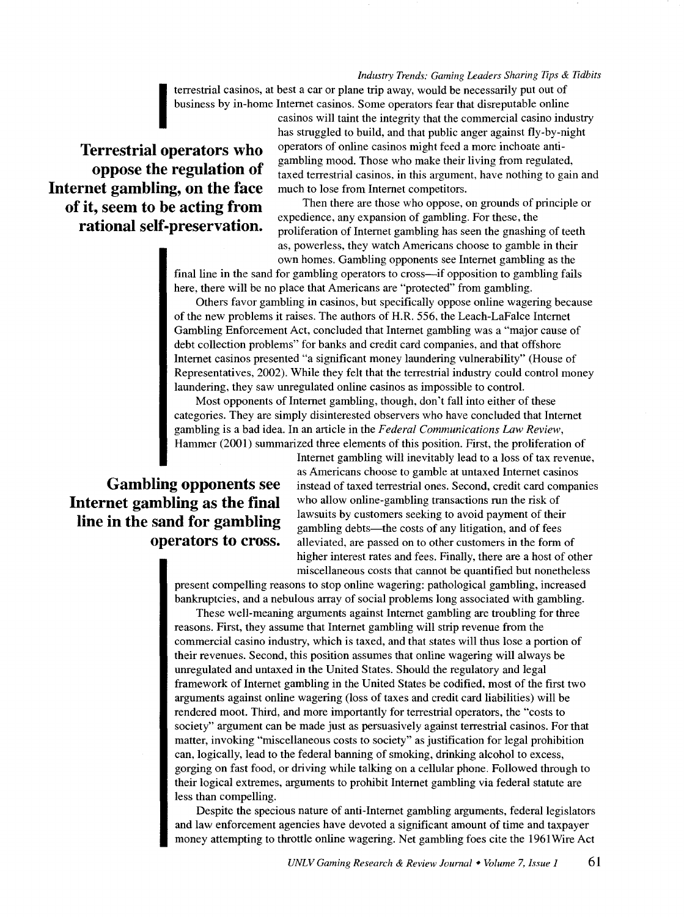terrestrial casinos, at best a car or plane trip away, would be necessarily put out of business by in-home Internet casinos. Some operators fear that disreputable online casinos will taint the integrity that the commercial casino industry has struggled to build, and that public anger against fly-by-night operators of online casinos might feed a more inchoate anti-gambling mood. Those who make their living from regulated, taxed terrestrial casinos, in this argument, have nothing to gain and much to lose from Internet competitors.

**Terrestrial operators who oppose the regulation of Internet gambling, on the face of it, seem to be acting from rational self-preservation.**

Then there are those who oppose, on grounds of principle or expedience, any expansion of gambling. For these, the proliferation of Internet gambling has seen the gnashing of teeth as, powerless, they watch Americans choose to gamble in their own homes. Gambling opponents see Internet gambling as the final line in the sand for gambling operators to cross—if opposition to gambling fails here, there will be no place that Americans are "protected" from gambling.

Others favor gambling in casinos, but specifically oppose online wagering because of the new problems it raises. The authors of H.R. 556, the Leach-LaFalce Internet Gambling Enforcement Act, concluded that Internet gambling was a "major cause of debt collection problems" for banks and credit card companies, and that offshore Internet casinos presented "a significant money laundering vulnerability" (House of Representatives, 2002). While they felt that the terrestrial industry could control money laundering, they saw unregulated online casinos as impossible to control.

Most opponents of Internet gambling, though, don't fall into either of these categories. They are simply disinterested observers who have concluded that Internet gambling is a bad idea. In an article in the *Federal Communications Law Review*, Hammer (2001) summarized three elements of this position. First, the proliferation of Internet gambling will inevitably lead to a loss of tax revenue, as Americans choose to gamble at untaxed Internet casinos instead of taxed terrestrial ones. Second, credit card companies who allow online-gambling transactions run the risk of lawsuits by customers seeking to avoid payment of their gambling debts—the costs of any litigation, and of fees alleviated, are passed on to other customers in the form of higher interest rates and fees. Finally, there are a host of other miscellaneous costs that cannot be quantified but nonetheless present compelling reasons to stop online wagering: pathological gambling, increased bankruptcies, and a nebulous array of social problems long associated with gambling.

**Gambling opponents see Internet gambling as the final line in the sand for gambling operators to cross.**

These well-meaning arguments against Internet gambling are troubling for three reasons. First, they assume that Internet gambling will strip revenue from the commercial casino industry, which is taxed, and that states will thus lose a portion of their revenues. Second, this position assumes that online wagering will always be unregulated and untaxed in the United States. Should the regulatory and legal framework of Internet gambling in the United States be codified, most of the first two arguments against online wagering (loss of taxes and credit card liabilities) will be rendered moot. Third, and more importantly for terrestrial operators, the "costs to society" argument can be made just as persuasively against terrestrial casinos. For that matter, invoking "miscellaneous costs to society" as justification for legal prohibition can, logically, lead to the federal banning of smoking, drinking alcohol to excess, gorging on fast food, or driving while talking on a cellular phone. Followed through to their logical extremes, arguments to prohibit Internet gambling via federal statute are less than compelling.

Despite the specious nature of anti-Internet gambling arguments, federal legislators and law enforcement agencies have devoted a significant amount of time and taxpayer money attempting to throttle online wagering. Net gambling foes cite the 1961Wire Act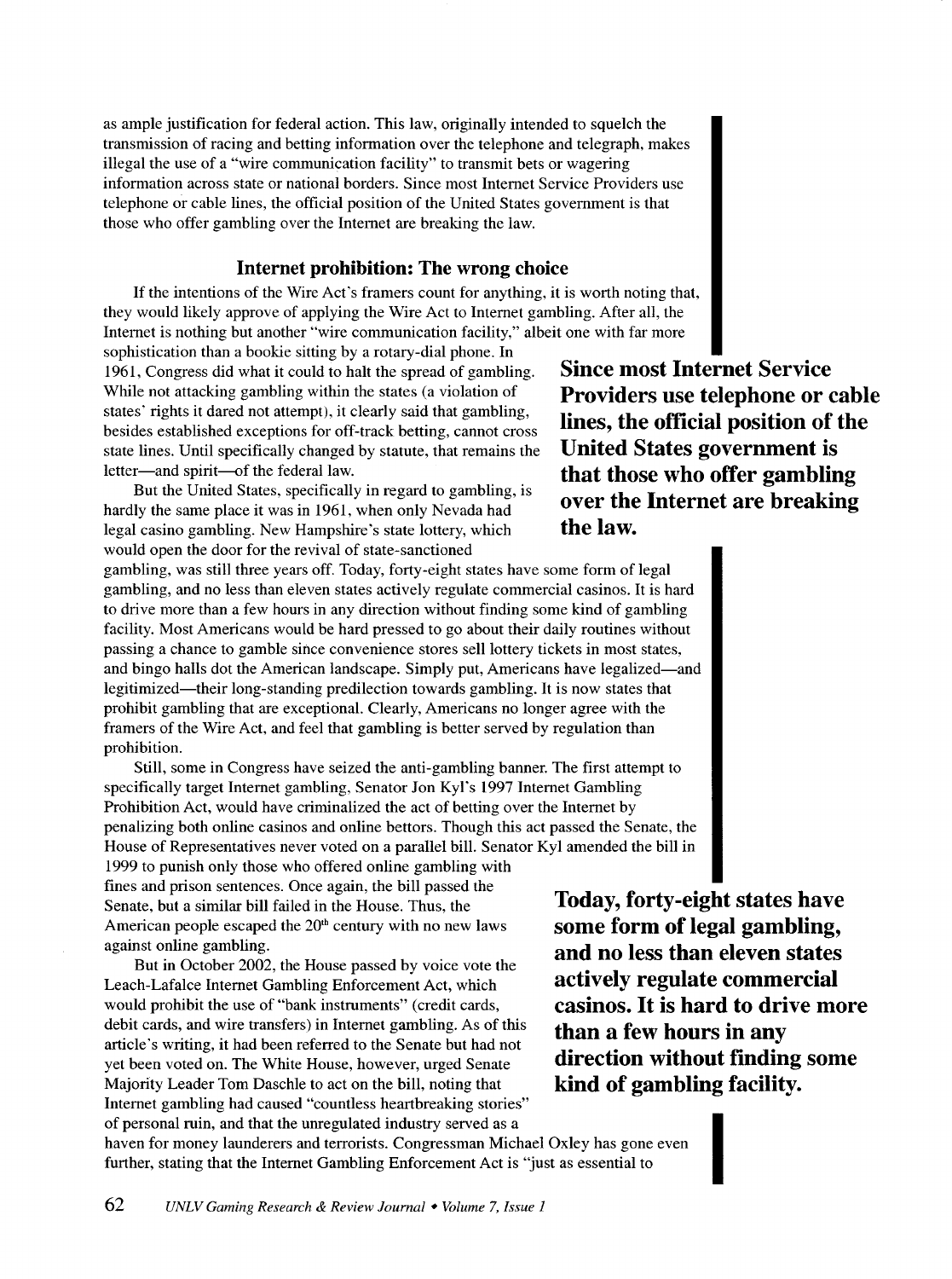as ample justification for federal action. This law, originally intended to squelch the transmission of racing and betting information over the telephone and telegraph, makes illegal the use of a "wire communication facility" to transmit bets or wagering information across state or national borders. Since most Internet Service Providers use telephone or cable lines, the official position of the United States government is that those who offer gambling over the Internet are breaking the law.

### Internet prohibition: The wrong choice

If the intentions of the Wire Act's framers count for anything, it is worth noting that, they would likely approve of applying the Wire Act to Internet gambling. After all, the Internet is nothing but another "wire communication facility," albeit one with far more sophistication than a bookie sitting by a rotary-dial phone. In 1961, Congress did what it could to halt the spread of gambling. While not attacking gambling within the states (a violation of states' rights it dared not attempt), it clearly said that gambling, besides established exceptions for off-track betting, cannot cross state lines. Until specifically changed by statute, that remains the letter—and spirit—of the federal law.

**Since most Internet Service Providers use telephone or cable lines, the official position of the United States government is that those who offer gambling over the Internet are breaking the law.**

But the United States, specifically in regard to gambling, is hardly the same place it was in 1961, when only Nevada had legal casino gambling. New Hampshire's state lottery, which would open the door for the revival of state-sanctioned gambling, was still three years off. Today, forty-eight states have some form of legal gambling, and no less than eleven states actively regulate commercial casinos. It is hard to drive more than a few hours in any direction without finding some kind of gambling facility. Most Americans would be hard pressed to go about their daily routines without passing a chance to gamble since convenience stores sell lottery tickets in most states, and bingo halls dot the American landscape. Simply put, Americans have legalized—and legitimized—their long-standing predilection towards gambling. It is now states that prohibit gambling that are exceptional. Clearly, Americans no longer agree with the framers of the Wire Act, and feel that gambling is better served by regulation than prohibition.

Still, some in Congress have seized the anti-gambling banner. The first attempt to specifically target Internet gambling, Senator Jon Kyl's 1997 Internet Gambling Prohibition Act, would have criminalized the act of betting over the Internet by penalizing both online casinos and online bettors. Though this act passed the Senate, the House of Representatives never voted on a parallel bill. Senator Kyl amended the bill in 1999 to punish only those who offered online gambling with fines and prison sentences. Once again, the bill passed the Senate, but a similar bill failed in the House. Thus, the American people escaped the 20th century with no new laws against online gambling.

**Today, forty-eight states have some form of legal gambling, and no less than eleven states actively regulate commercial casinos. It is hard to drive more than a few hours in any direction without finding some kind of gambling facility.**

But in October 2002, the House passed by voice vote the Leach-Lafalce Internet Gambling Enforcement Act, which would prohibit the use of "bank instruments" (credit cards, debit cards, and wire transfers) in Internet gambling. As of this article's writing, it had been referred to the Senate but had not yet been voted on. The White House, however, urged Senate Majority Leader Tom Daschle to act on the bill, noting that Internet gambling had caused "countless heartbreaking stories" of personal ruin, and that the unregulated industry served as a haven for money launderers and terrorists. Congressman Michael Oxley has gone even further, stating that the Internet Gambling Enforcement Act is "just as essential to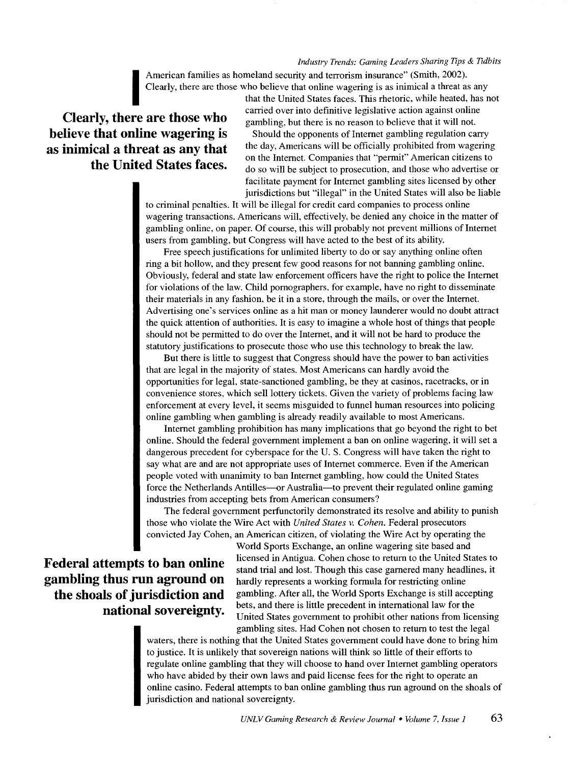American families as homeland security and terrorism insurance" (Smith, 2002). Clearly, there are those who believe that online wagering is as inimical a threat as any that the United States faces. This rhetoric, while heated, has not carried over into definitive legislative action against online gambling, but there is no reason to believe that it will not.

**Clearly, there are those who believe that online wagering is as inimical a threat as any that the United States faces.**

Should the opponents of Internet gambling regulation carry the day, Americans will be officially prohibited from wagering on the Internet. Companies that "permit" American citizens to do so will be subject to prosecution, and those who advertise or facilitate payment for Internet gambling sites licensed by other jurisdictions but "illegal" in the United States will also be liable to criminal penalties. It will be illegal for credit card companies to process online wagering transactions. Americans will, effectively, be denied any choice in the matter of gambling online, on paper. Of course, this will probably not prevent millions of Internet users from gambling, but Congress will have acted to the best of its ability.

Free speech justifications for unlimited liberty to do or say anything online often ring a bit hollow, and they present few good reasons for not banning gambling online. Obviously, federal and state law enforcement officers have the right to police the Internet for violations of the law. Child pornographers, for example, have no right to disseminate their materials in any fashion, be it in a store, through the mails, or over the Internet. Advertising one's services online as a hit man or money launderer would no doubt attract the quick attention of authorities. It is easy to imagine a whole host of things that people should not be permitted to do over the Internet, and it will not be hard to produce the statutory justifications to prosecute those who use this technology to break the law.

But there is little to suggest that Congress should have the power to ban activities that are legal in the majority of states. Most Americans can hardly avoid the opportunities for legal, state-sanctioned gambling, be they at casinos, racetracks, or in convenience stores, which sell lottery tickets. Given the variety of problems facing law enforcement at every level, it seems misguided to funnel human resources into policing online gambling when gambling is already readily available to most Americans.

Internet gambling prohibition has many implications that go beyond the right to bet online. Should the federal government implement a ban on online wagering, it will set a dangerous precedent for cyberspace for the U. S. Congress will have taken the right to say what are and are not appropriate uses of Internet commerce. Even if the American people voted with unanimity to ban Internet gambling, how could the United States force the Netherlands Antilles—or Australia—to prevent their regulated online gaming industries from accepting bets from American consumers?

The federal government perfunctorily demonstrated its resolve and ability to punish those who violate the Wire Act with *United States v. Cohen*. Federal prosecutors convicted Jay Cohen, an American citizen, of violating the Wire Act by operating the World Sports Exchange, an online wagering site based and licensed in Antigua. Cohen chose to return to the United States to stand trial and lost. Though this case garnered many headlines, it hardly represents a working formula for restricting online gambling. After all, the World Sports Exchange is still accepting bets, and there is little precedent in international law for the United States government to prohibit other nations from licensing gambling sites. Had Cohen not chosen to return to test the legal waters, there is nothing that the United States government could have done to bring him to justice. It is unlikely that sovereign nations will think so little of their efforts to regulate online gambling that they will choose to hand over Internet gambling operators who have abided by their own laws and paid license fees for the right to operate an online casino. Federal attempts to ban online gambling thus run aground on the shoals of jurisdiction and national sovereignty.

**Federal attempts to ban online gambling thus run aground on the shoals of jurisdiction and national sovereignty.**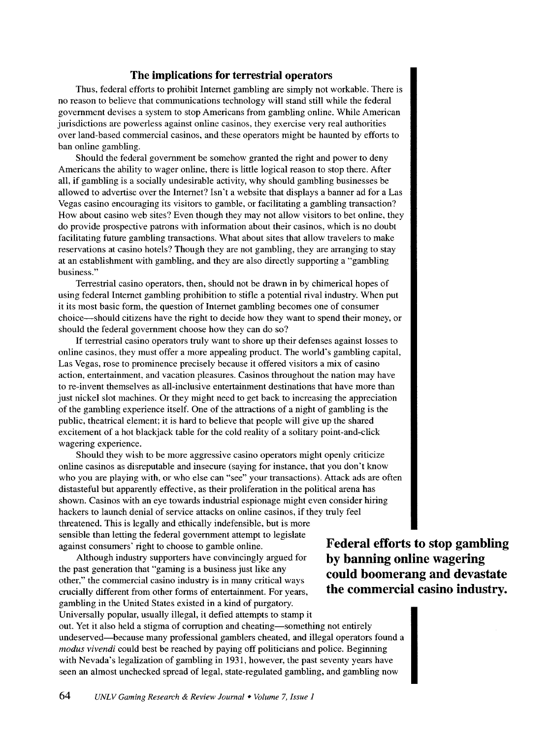### The implications for terrestrial operators

Thus, federal efforts to prohibit Internet gambling are simply not workable. There is no reason to believe that communications technology will stand still while the federal government devises a system to stop Americans from gambling online. While American jurisdictions are powerless against online casinos, they exercise very real authorities over land-based commercial casinos, and these operators might be haunted by efforts to ban online gambling.

Should the federal government be somehow granted the right and power to deny Americans the ability to wager online, there is little logical reason to stop there. After all, if gambling is a socially undesirable activity, why should gambling businesses be allowed to advertise over the Internet? Isn't a website that displays a banner ad for a Las Vegas casino encouraging its visitors to gamble, or facilitating a gambling transaction? How about casino web sites? Even though they may not allow visitors to bet online, they do provide prospective patrons with information about their casinos, which is no doubt facilitating future gambling transactions. What about sites that allow travelers to make reservations at casino hotels? Though they are not gambling, they are arranging to stay at an establishment with gambling, and they are also directly supporting a "gambling business."

Terrestrial casino operators, then, should not be drawn in by chimerical hopes of using federal Internet gambling prohibition to stifle a potential rival industry. When put it its most basic form, the question of Internet gambling becomes one of consumer choice—should citizens have the right to decide how they want to spend their money, or should the federal government choose how they can do so?

If terrestrial casino operators truly want to shore up their defenses against losses to online casinos, they must offer a more appealing product. The world's gambling capital, Las Vegas, rose to prominence precisely because it offered visitors a mix of casino action, entertainment, and vacation pleasures. Casinos throughout the nation may have to re-invent themselves as all-inclusive entertainment destinations that have more than just nickel slot machines. Or they might need to get back to increasing the appreciation of the gambling experience itself. One of the attractions of a night of gambling is the public, theatrical element; it is hard to believe that people will give up the shared excitement of a hot blackjack table for the cold reality of a solitary point-and-click wagering experience.

Should they wish to be more aggressive casino operators might openly criticize online casinos as disreputable and insecure (saying for instance, that you don't know who you are playing with, or who else can "see" your transactions). Attack ads are often distasteful but apparently effective, as their proliferation in the political arena has shown. Casinos with an eye towards industrial espionage might even consider hiring hackers to launch denial of service attacks on online casinos, if they truly feel threatened. This is legally and ethically indefensible, but is more sensible than letting the federal government attempt to legislate against consumers' right to choose to gamble online.

**Federal efforts to stop gambling by banning online wagering could boomerang and devastate the commercial casino industry.**

Although industry supporters have convincingly argued for the past generation that "gaming is a business just like any other," the commercial casino industry is in many critical ways crucially different from other forms of entertainment. For years, gambling in the United States existed in a kind of purgatory. Universally popular, usually illegal, it defied attempts to stamp it out. Yet it also held a stigma of corruption and cheating—something not entirely undeserved—because many professional gamblers cheated, and illegal operators found a *modus vivendi* could best be reached by paying off politicians and police. Beginning with Nevada's legalization of gambling in 1931, however, the past seventy years have seen an almost unchecked spread of legal, state-regulated gambling, and gambling now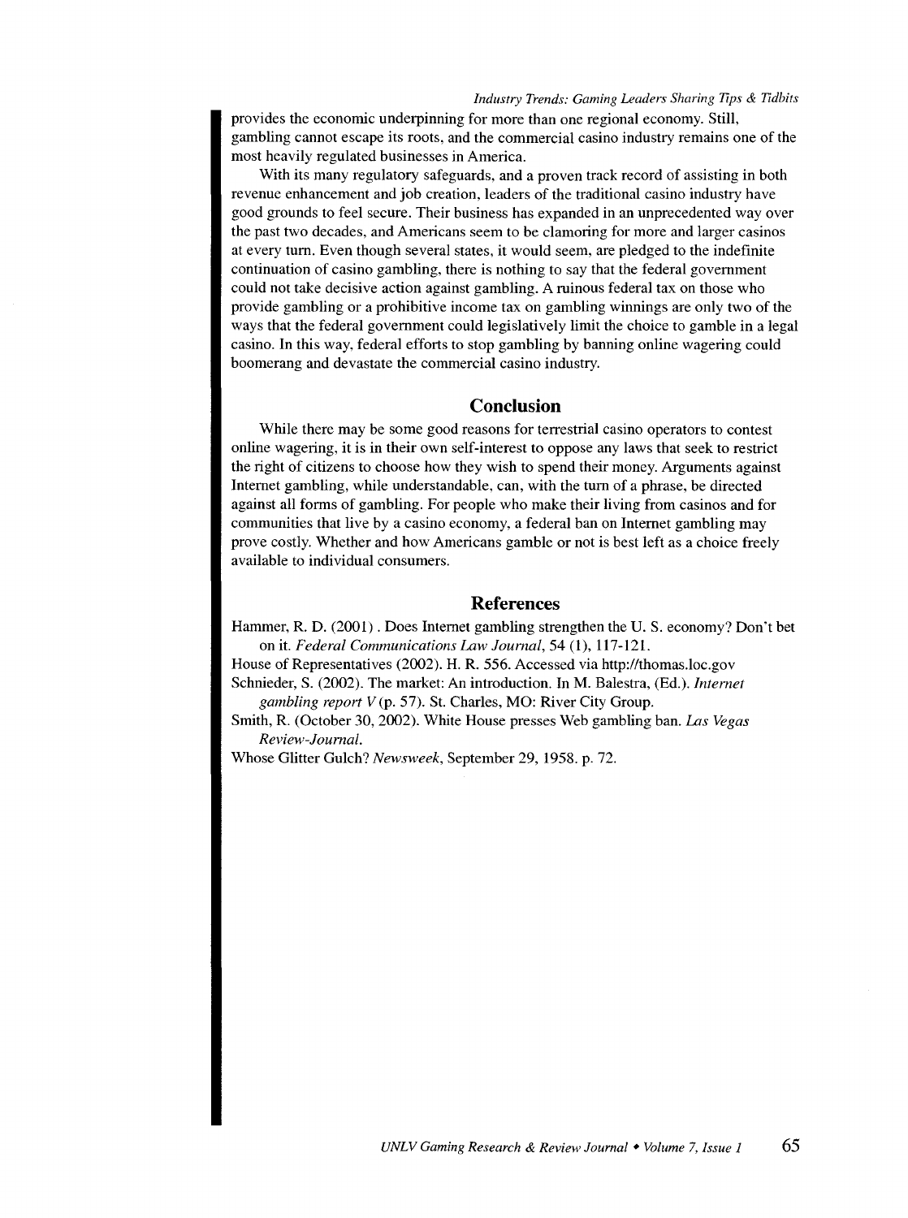provides the economic underpinning for more than one regional economy. Still, gambling cannot escape its roots, and the commercial casino industry remains one of the most heavily regulated businesses in America.

With its many regulatory safeguards, and a proven track record of assisting in both revenue enhancement and job creation, leaders of the traditional casino industry have good grounds to feel secure. Their business has expanded in an unprecedented way over the past two decades, and Americans seem to be clamoring for more and larger casinos at every turn. Even though several states, it would seem, are pledged to the indefinite continuation of casino gambling, there is nothing to say that the federal government could not take decisive action against gambling. A ruinous federal tax on those who provide gambling or a prohibitive income tax on gambling winnings are only two of the ways that the federal government could legislatively limit the choice to gamble in a legal casino. In this way, federal efforts to stop gambling by banning online wagering could boomerang and devastate the commercial casino industry.

## Conclusion

While there may be some good reasons for terrestrial casino operators to contest online wagering, it is in their own self-interest to oppose any laws that seek to restrict the right of citizens to choose how they wish to spend their money. Arguments against Internet gambling, while understandable, can, with the turn of a phrase, be directed against all forms of gambling. For people who make their living from casinos and for communities that live by a casino economy, a federal ban on Internet gambling may prove costly. Whether and how Americans gamble or not is best left as a choice freely available to individual consumers.

## References

Hammer, R. D. (2001) . Does Internet gambling strengthen the U. S. economy? Don't bet on it. *Federal Communications Law Journal*, 54 (1), 117-121.

House of Representatives (2002). H. R. 556. Accessed via http://thomas.loc.gov

Schnieder, S. (2002). The market: An introduction. In M. Balestra, (Ed.). *Internet gambling report V* (p. 57). St. Charles, MO: River City Group.

Smith, R. (October 30, 2002). White House presses Web gambling ban. *Las Vegas Review-Journal*.

Whose Glitter Gulch? *Newsweek*, September 29, 1958. p. 72.